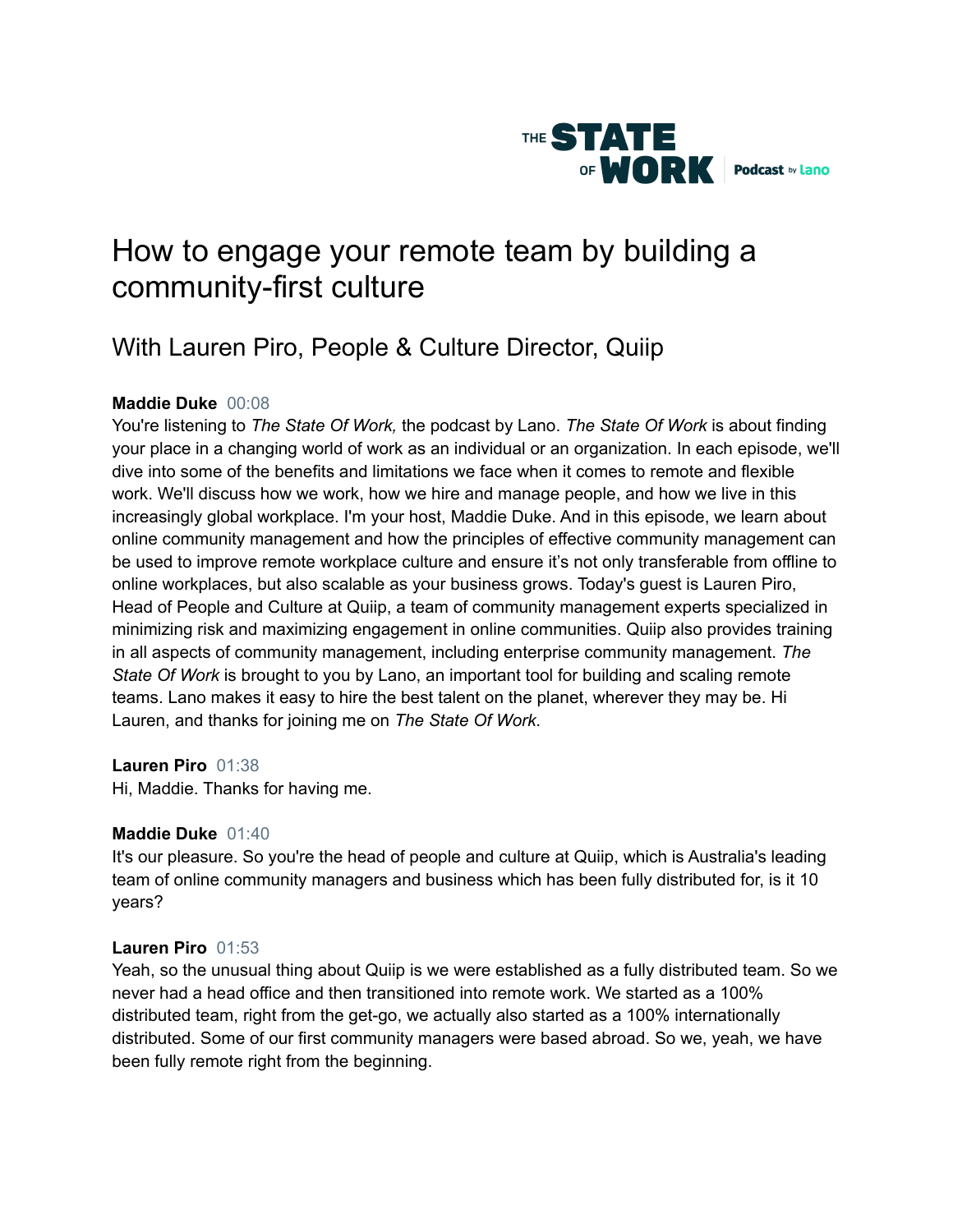# How to engage your remote team by building a community-first culture

## With Lauren Piro, People & Culture Director, Quiip

**Maddie Duke** 00:08
You're listening to *The State Of Work,* the podcast by Lano. *The State Of Work* is about finding your place in a changing world of work as an individual or an organization. In each episode, we'll dive into some of the benefits and limitations we face when it comes to remote and flexible work. We'll discuss how we work, how we hire and manage people, and how we live in this increasingly global workplace. I'm your host, Maddie Duke. And in this episode, we learn about online community management and how the principles of effective community management can be used to improve remote workplace culture and ensure it's not only transferable from offline to online workplaces, but also scalable as your business grows. Today's guest is Lauren Piro, Head of People and Culture at Quiip, a team of community management experts specialized in minimizing risk and maximizing engagement in online communities. Quiip also provides training in all aspects of community management, including enterprise community management. *The State Of Work* is brought to you by Lano, an important tool for building and scaling remote teams. Lano makes it easy to hire the best talent on the planet, wherever they may be. Hi Lauren, and thanks for joining me on *The State Of Work*.

**Lauren Piro** 01:38
Hi, Maddie. Thanks for having me.

**Maddie Duke** 01:40
It's our pleasure. So you're the head of people and culture at Quiip, which is Australia's leading team of online community managers and business which has been fully distributed for, is it 10 years?

**Lauren Piro** 01:53
Yeah, so the unusual thing about Quiip is we were established as a fully distributed team. So we never had a head office and then transitioned into remote work. We started as a 100% distributed team, right from the get-go, we actually also started as a 100% internationally distributed. Some of our first community managers were based abroad. So we, yeah, we have been fully remote right from the beginning.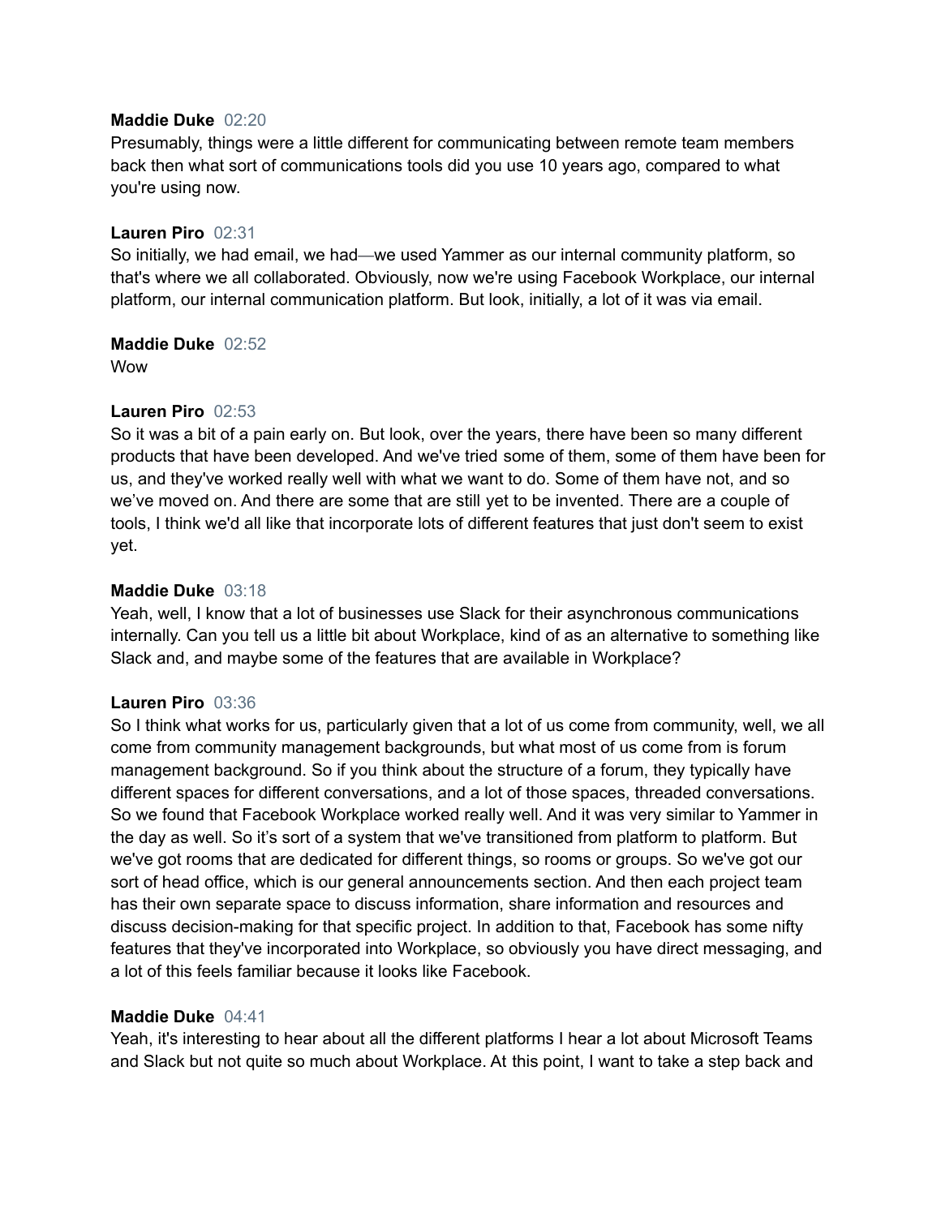**Maddie Duke** 02:20
Presumably, things were a little different for communicating between remote team members back then what sort of communications tools did you use 10 years ago, compared to what you're using now.

**Lauren Piro** 02:31
So initially, we had email, we had—we used Yammer as our internal community platform, so that's where we all collaborated. Obviously, now we're using Facebook Workplace, our internal platform, our internal communication platform. But look, initially, a lot of it was via email.

**Maddie Duke** 02:52
Wow

**Lauren Piro** 02:53
So it was a bit of a pain early on. But look, over the years, there have been so many different products that have been developed. And we've tried some of them, some of them have been for us, and they've worked really well with what we want to do. Some of them have not, and so we've moved on. And there are some that are still yet to be invented. There are a couple of tools, I think we'd all like that incorporate lots of different features that just don't seem to exist yet.

**Maddie Duke** 03:18
Yeah, well, I know that a lot of businesses use Slack for their asynchronous communications internally. Can you tell us a little bit about Workplace, kind of as an alternative to something like Slack and, and maybe some of the features that are available in Workplace?

**Lauren Piro** 03:36
So I think what works for us, particularly given that a lot of us come from community, well, we all come from community management backgrounds, but what most of us come from is forum management background. So if you think about the structure of a forum, they typically have different spaces for different conversations, and a lot of those spaces, threaded conversations. So we found that Facebook Workplace worked really well. And it was very similar to Yammer in the day as well. So it's sort of a system that we've transitioned from platform to platform. But we've got rooms that are dedicated for different things, so rooms or groups. So we've got our sort of head office, which is our general announcements section. And then each project team has their own separate space to discuss information, share information and resources and discuss decision-making for that specific project. In addition to that, Facebook has some nifty features that they've incorporated into Workplace, so obviously you have direct messaging, and a lot of this feels familiar because it looks like Facebook.

**Maddie Duke** 04:41
Yeah, it's interesting to hear about all the different platforms I hear a lot about Microsoft Teams and Slack but not quite so much about Workplace. At this point, I want to take a step back and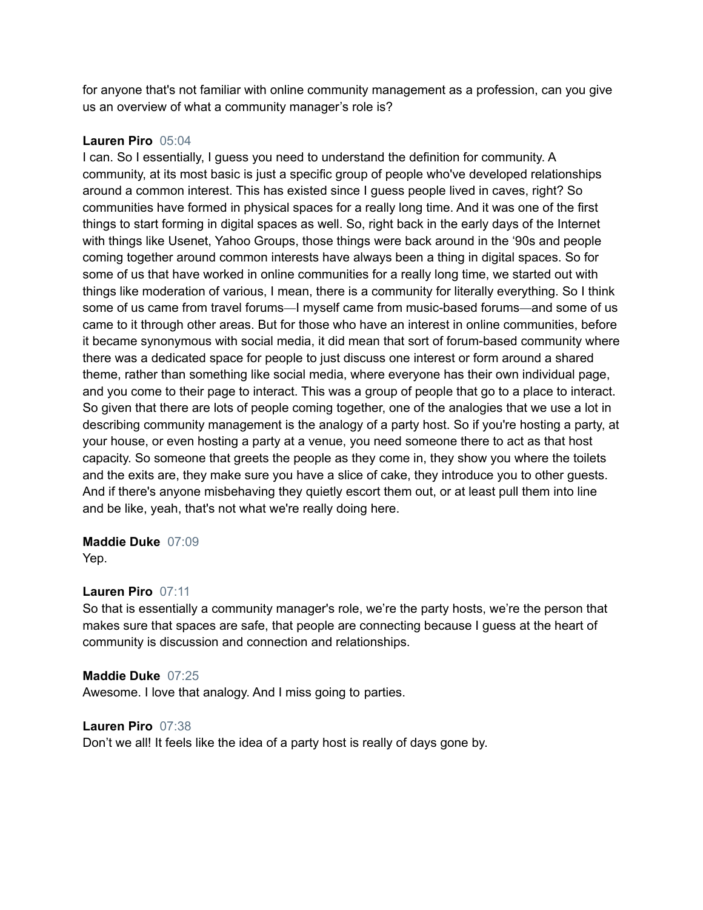for anyone that's not familiar with online community management as a profession, can you give us an overview of what a community manager's role is?

**Lauren Piro** 05:04
I can. So I essentially, I guess you need to understand the definition for community. A community, at its most basic is just a specific group of people who've developed relationships around a common interest. This has existed since I guess people lived in caves, right? So communities have formed in physical spaces for a really long time. And it was one of the first things to start forming in digital spaces as well. So, right back in the early days of the Internet with things like Usenet, Yahoo Groups, those things were back around in the '90s and people coming together around common interests have always been a thing in digital spaces. So for some of us that have worked in online communities for a really long time, we started out with things like moderation of various, I mean, there is a community for literally everything. So I think some of us came from travel forums—I myself came from music-based forums—and some of us came to it through other areas. But for those who have an interest in online communities, before it became synonymous with social media, it did mean that sort of forum-based community where there was a dedicated space for people to just discuss one interest or form around a shared theme, rather than something like social media, where everyone has their own individual page, and you come to their page to interact. This was a group of people that go to a place to interact. So given that there are lots of people coming together, one of the analogies that we use a lot in describing community management is the analogy of a party host. So if you're hosting a party, at your house, or even hosting a party at a venue, you need someone there to act as that host capacity. So someone that greets the people as they come in, they show you where the toilets and the exits are, they make sure you have a slice of cake, they introduce you to other guests. And if there's anyone misbehaving they quietly escort them out, or at least pull them into line and be like, yeah, that's not what we're really doing here.

**Maddie Duke** 07:09
Yep.

**Lauren Piro** 07:11
So that is essentially a community manager's role, we're the party hosts, we're the person that makes sure that spaces are safe, that people are connecting because I guess at the heart of community is discussion and connection and relationships.

**Maddie Duke** 07:25
Awesome. I love that analogy. And I miss going to parties.

**Lauren Piro** 07:38
Don't we all! It feels like the idea of a party host is really of days gone by.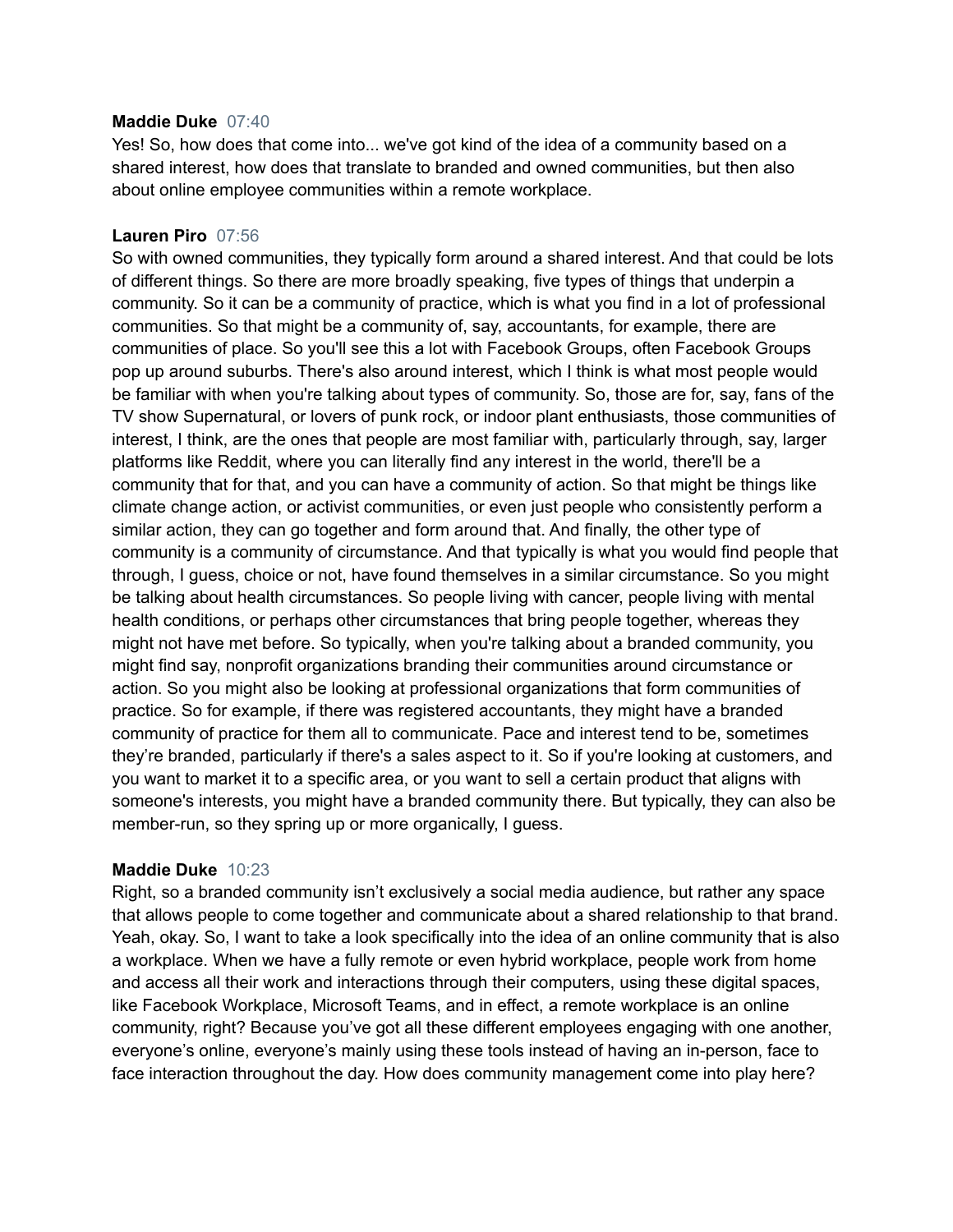**Maddie Duke** 07:40

Yes! So, how does that come into... we've got kind of the idea of a community based on a shared interest, how does that translate to branded and owned communities, but then also about online employee communities within a remote workplace.

**Lauren Piro** 07:56

So with owned communities, they typically form around a shared interest. And that could be lots of different things. So there are more broadly speaking, five types of things that underpin a community. So it can be a community of practice, which is what you find in a lot of professional communities. So that might be a community of, say, accountants, for example, there are communities of place. So you'll see this a lot with Facebook Groups, often Facebook Groups pop up around suburbs. There's also around interest, which I think is what most people would be familiar with when you're talking about types of community. So, those are for, say, fans of the TV show Supernatural, or lovers of punk rock, or indoor plant enthusiasts, those communities of interest, I think, are the ones that people are most familiar with, particularly through, say, larger platforms like Reddit, where you can literally find any interest in the world, there'll be a community that for that, and you can have a community of action. So that might be things like climate change action, or activist communities, or even just people who consistently perform a similar action, they can go together and form around that. And finally, the other type of community is a community of circumstance. And that typically is what you would find people that through, I guess, choice or not, have found themselves in a similar circumstance. So you might be talking about health circumstances. So people living with cancer, people living with mental health conditions, or perhaps other circumstances that bring people together, whereas they might not have met before. So typically, when you're talking about a branded community, you might find say, nonprofit organizations branding their communities around circumstance or action. So you might also be looking at professional organizations that form communities of practice. So for example, if there was registered accountants, they might have a branded community of practice for them all to communicate. Pace and interest tend to be, sometimes they're branded, particularly if there's a sales aspect to it. So if you're looking at customers, and you want to market it to a specific area, or you want to sell a certain product that aligns with someone's interests, you might have a branded community there. But typically, they can also be member-run, so they spring up or more organically, I guess.

**Maddie Duke** 10:23

Right, so a branded community isn't exclusively a social media audience, but rather any space that allows people to come together and communicate about a shared relationship to that brand. Yeah, okay. So, I want to take a look specifically into the idea of an online community that is also a workplace. When we have a fully remote or even hybrid workplace, people work from home and access all their work and interactions through their computers, using these digital spaces, like Facebook Workplace, Microsoft Teams, and in effect, a remote workplace is an online community, right? Because you've got all these different employees engaging with one another, everyone's online, everyone's mainly using these tools instead of having an in-person, face to face interaction throughout the day. How does community management come into play here?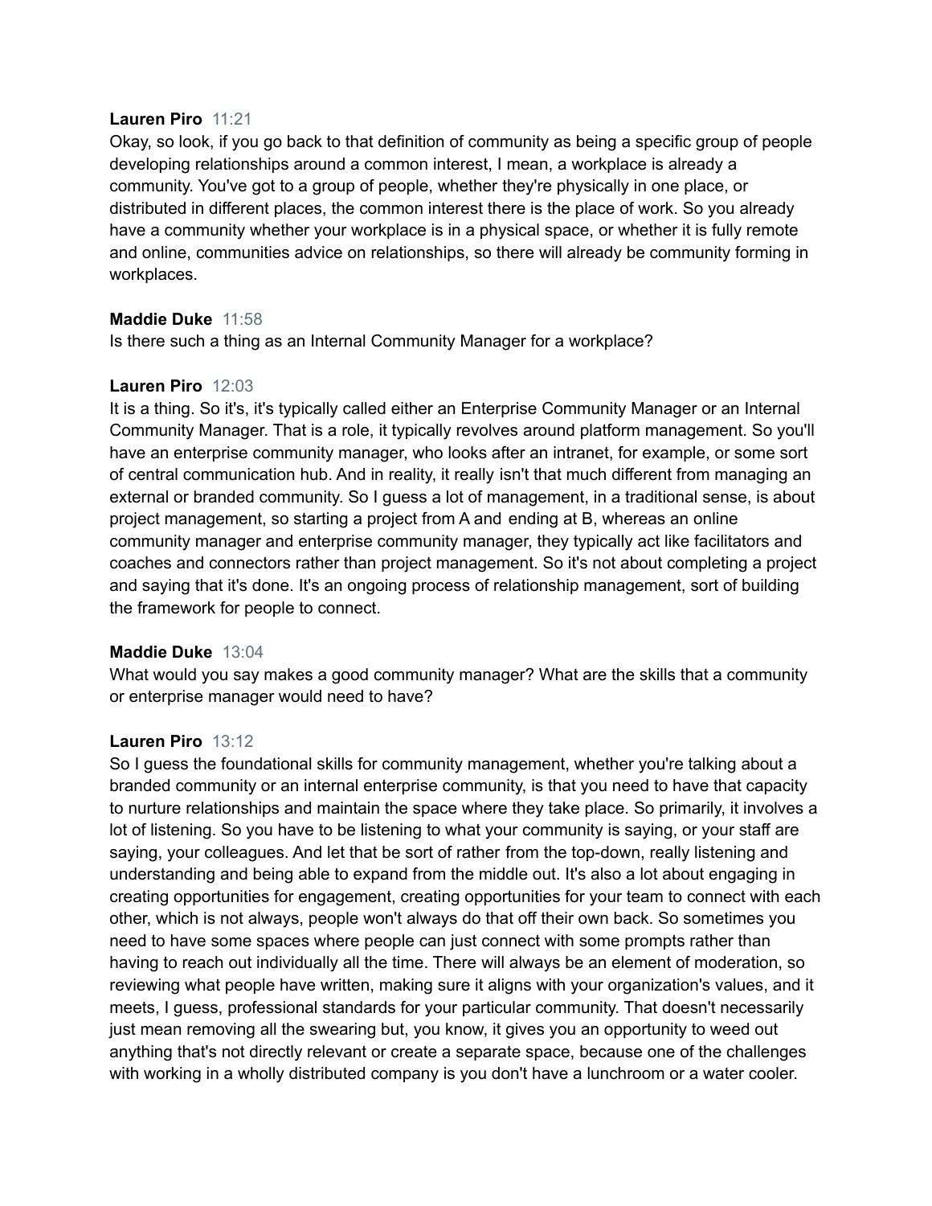**Lauren Piro** 11:21
Okay, so look, if you go back to that definition of community as being a specific group of people developing relationships around a common interest, I mean, a workplace is already a community. You've got to a group of people, whether they're physically in one place, or distributed in different places, the common interest there is the place of work. So you already have a community whether your workplace is in a physical space, or whether it is fully remote and online, communities advice on relationships, so there will already be community forming in workplaces.

**Maddie Duke** 11:58
Is there such a thing as an Internal Community Manager for a workplace?

**Lauren Piro** 12:03
It is a thing. So it's, it's typically called either an Enterprise Community Manager or an Internal Community Manager. That is a role, it typically revolves around platform management. So you'll have an enterprise community manager, who looks after an intranet, for example, or some sort of central communication hub. And in reality, it really isn't that much different from managing an external or branded community. So I guess a lot of management, in a traditional sense, is about project management, so starting a project from A and ending at B, whereas an online community manager and enterprise community manager, they typically act like facilitators and coaches and connectors rather than project management. So it's not about completing a project and saying that it's done. It's an ongoing process of relationship management, sort of building the framework for people to connect.

**Maddie Duke** 13:04
What would you say makes a good community manager? What are the skills that a community or enterprise manager would need to have?

**Lauren Piro** 13:12
So I guess the foundational skills for community management, whether you're talking about a branded community or an internal enterprise community, is that you need to have that capacity to nurture relationships and maintain the space where they take place. So primarily, it involves a lot of listening. So you have to be listening to what your community is saying, or your staff are saying, your colleagues. And let that be sort of rather from the top-down, really listening and understanding and being able to expand from the middle out. It's also a lot about engaging in creating opportunities for engagement, creating opportunities for your team to connect with each other, which is not always, people won't always do that off their own back. So sometimes you need to have some spaces where people can just connect with some prompts rather than having to reach out individually all the time. There will always be an element of moderation, so reviewing what people have written, making sure it aligns with your organization's values, and it meets, I guess, professional standards for your particular community. That doesn't necessarily just mean removing all the swearing but, you know, it gives you an opportunity to weed out anything that's not directly relevant or create a separate space, because one of the challenges with working in a wholly distributed company is you don't have a lunchroom or a water cooler.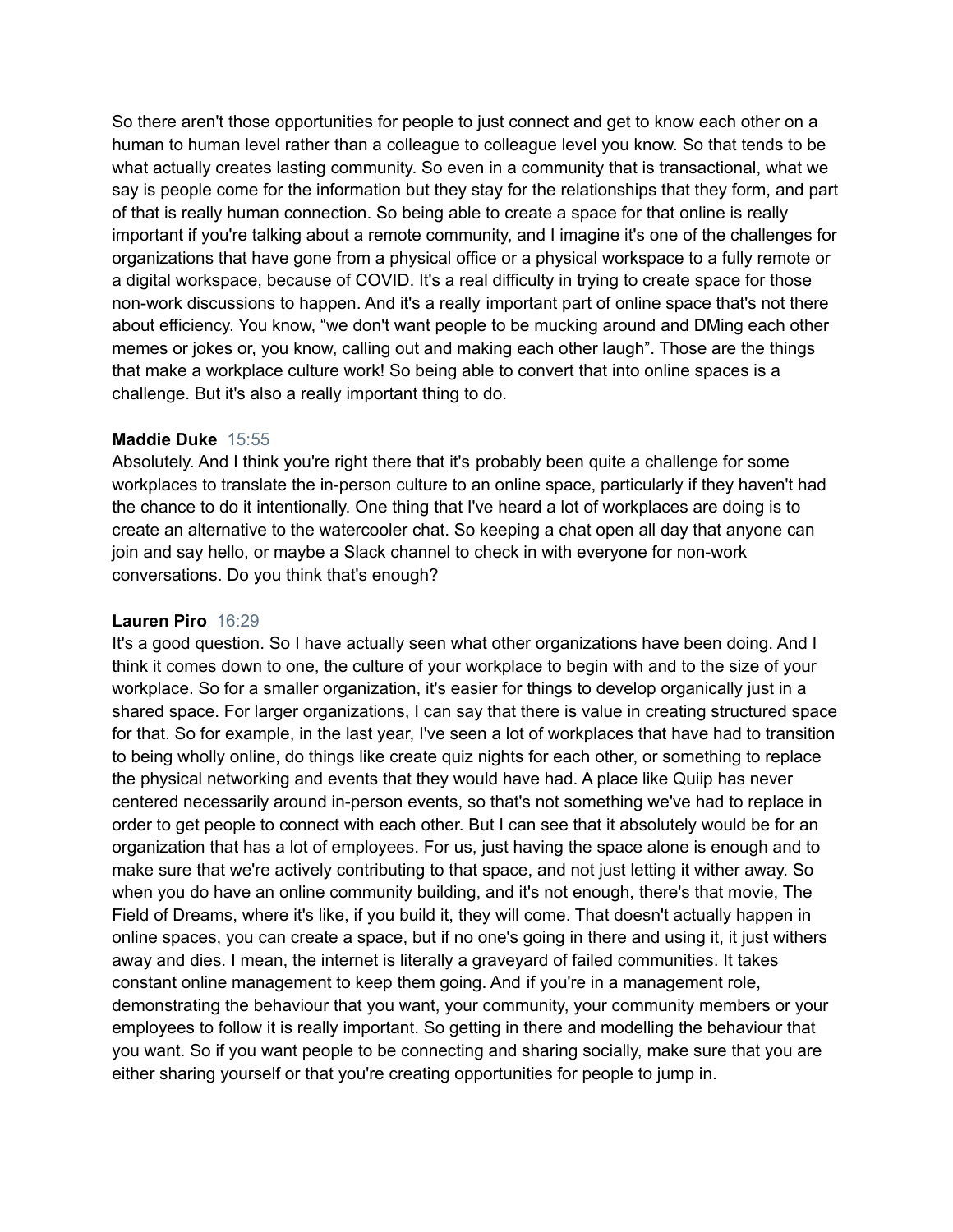So there aren't those opportunities for people to just connect and get to know each other on a human to human level rather than a colleague to colleague level you know. So that tends to be what actually creates lasting community. So even in a community that is transactional, what we say is people come for the information but they stay for the relationships that they form, and part of that is really human connection. So being able to create a space for that online is really important if you're talking about a remote community, and I imagine it's one of the challenges for organizations that have gone from a physical office or a physical workspace to a fully remote or a digital workspace, because of COVID. It's a real difficulty in trying to create space for those non-work discussions to happen. And it's a really important part of online space that's not there about efficiency. You know, "we don't want people to be mucking around and DMing each other memes or jokes or, you know, calling out and making each other laugh". Those are the things that make a workplace culture work! So being able to convert that into online spaces is a challenge. But it's also a really important thing to do.

**Maddie Duke** 15:55

Absolutely. And I think you're right there that it's probably been quite a challenge for some workplaces to translate the in-person culture to an online space, particularly if they haven't had the chance to do it intentionally. One thing that I've heard a lot of workplaces are doing is to create an alternative to the watercooler chat. So keeping a chat open all day that anyone can join and say hello, or maybe a Slack channel to check in with everyone for non-work conversations. Do you think that's enough?

**Lauren Piro** 16:29

It's a good question. So I have actually seen what other organizations have been doing. And I think it comes down to one, the culture of your workplace to begin with and to the size of your workplace. So for a smaller organization, it's easier for things to develop organically just in a shared space. For larger organizations, I can say that there is value in creating structured space for that. So for example, in the last year, I've seen a lot of workplaces that have had to transition to being wholly online, do things like create quiz nights for each other, or something to replace the physical networking and events that they would have had. A place like Quiip has never centered necessarily around in-person events, so that's not something we've had to replace in order to get people to connect with each other. But I can see that it absolutely would be for an organization that has a lot of employees. For us, just having the space alone is enough and to make sure that we're actively contributing to that space, and not just letting it wither away. So when you do have an online community building, and it's not enough, there's that movie, The Field of Dreams, where it's like, if you build it, they will come. That doesn't actually happen in online spaces, you can create a space, but if no one's going in there and using it, it just withers away and dies. I mean, the internet is literally a graveyard of failed communities. It takes constant online management to keep them going. And if you're in a management role, demonstrating the behaviour that you want, your community, your community members or your employees to follow it is really important. So getting in there and modelling the behaviour that you want. So if you want people to be connecting and sharing socially, make sure that you are either sharing yourself or that you're creating opportunities for people to jump in.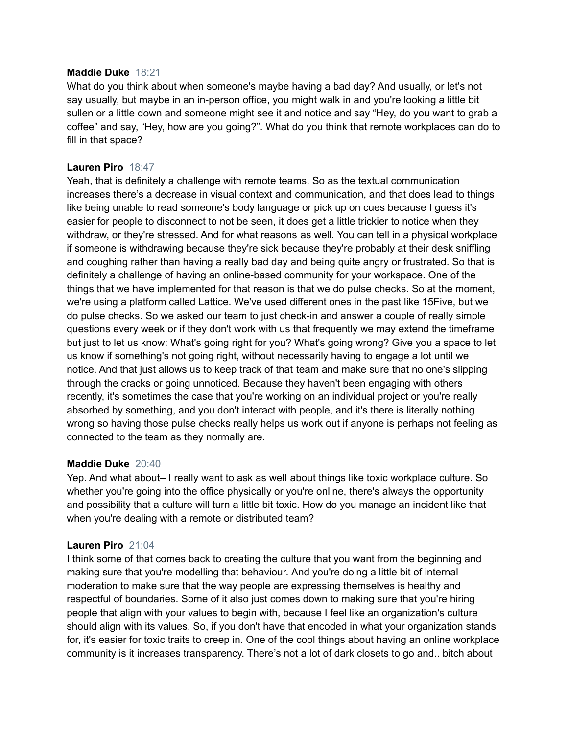**Maddie Duke** 18:21
What do you think about when someone's maybe having a bad day? And usually, or let's not say usually, but maybe in an in-person office, you might walk in and you're looking a little bit sullen or a little down and someone might see it and notice and say “Hey, do you want to grab a coffee” and say, “Hey, how are you going?”. What do you think that remote workplaces can do to fill in that space?

**Lauren Piro** 18:47
Yeah, that is definitely a challenge with remote teams. So as the textual communication increases there’s a decrease in visual context and communication, and that does lead to things like being unable to read someone's body language or pick up on cues because I guess it's easier for people to disconnect to not be seen, it does get a little trickier to notice when they withdraw, or they're stressed. And for what reasons as well. You can tell in a physical workplace if someone is withdrawing because they're sick because they're probably at their desk sniffling and coughing rather than having a really bad day and being quite angry or frustrated. So that is definitely a challenge of having an online-based community for your workspace. One of the things that we have implemented for that reason is that we do pulse checks. So at the moment, we're using a platform called Lattice. We've used different ones in the past like 15Five, but we do pulse checks. So we asked our team to just check-in and answer a couple of really simple questions every week or if they don't work with us that frequently we may extend the timeframe but just to let us know: What's going right for you? What's going wrong? Give you a space to let us know if something's not going right, without necessarily having to engage a lot until we notice. And that just allows us to keep track of that team and make sure that no one's slipping through the cracks or going unnoticed. Because they haven't been engaging with others recently, it's sometimes the case that you're working on an individual project or you're really absorbed by something, and you don't interact with people, and it's there is literally nothing wrong so having those pulse checks really helps us work out if anyone is perhaps not feeling as connected to the team as they normally are.

**Maddie Duke** 20:40
Yep. And what about– I really want to ask as well about things like toxic workplace culture. So whether you're going into the office physically or you're online, there's always the opportunity and possibility that a culture will turn a little bit toxic. How do you manage an incident like that when you're dealing with a remote or distributed team?

**Lauren Piro** 21:04
I think some of that comes back to creating the culture that you want from the beginning and making sure that you're modelling that behaviour. And you're doing a little bit of internal moderation to make sure that the way people are expressing themselves is healthy and respectful of boundaries. Some of it also just comes down to making sure that you're hiring people that align with your values to begin with, because I feel like an organization's culture should align with its values. So, if you don't have that encoded in what your organization stands for, it's easier for toxic traits to creep in. One of the cool things about having an online workplace community is it increases transparency. There’s not a lot of dark closets to go and.. bitch about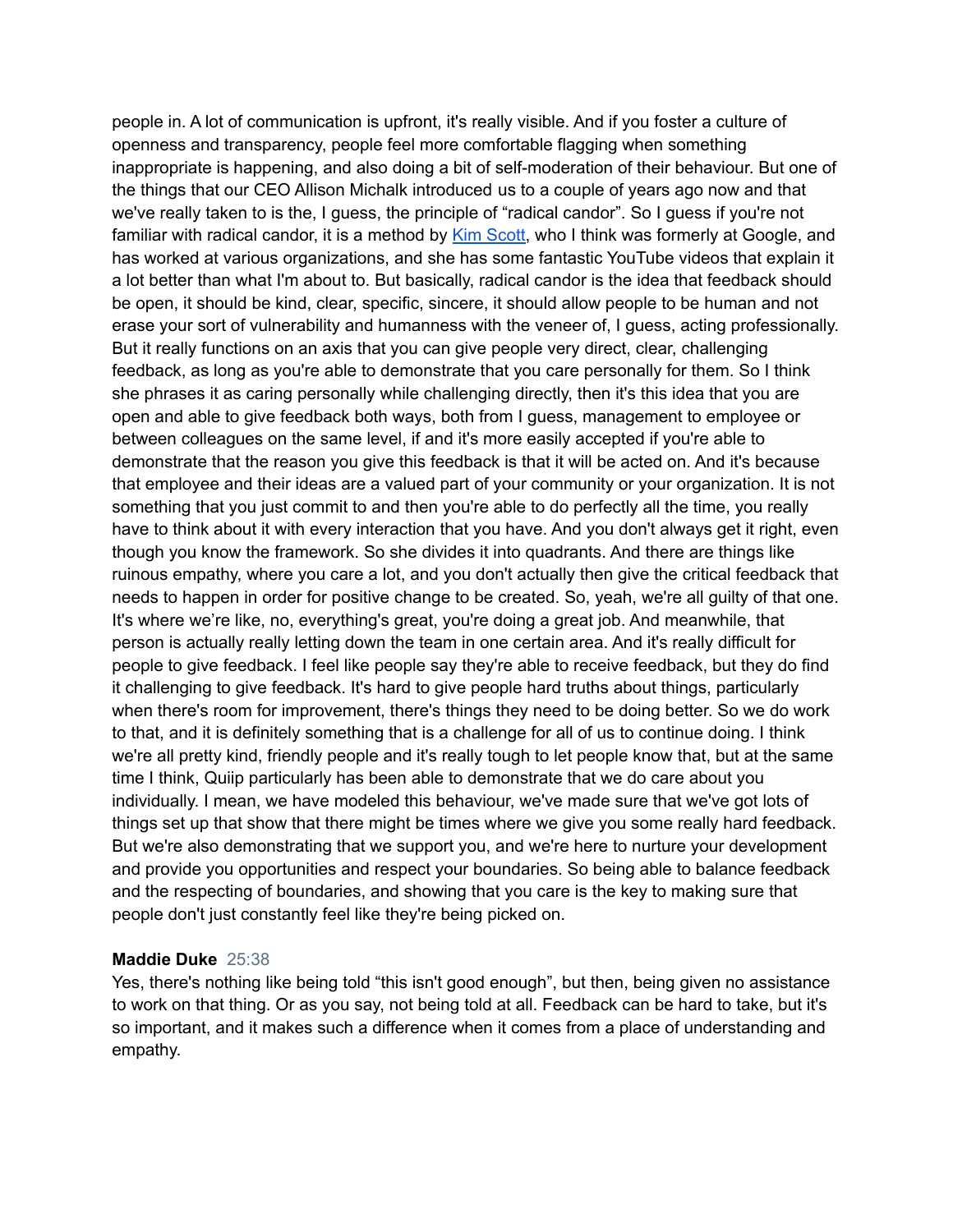people in. A lot of communication is upfront, it's really visible. And if you foster a culture of openness and transparency, people feel more comfortable flagging when something inappropriate is happening, and also doing a bit of self-moderation of their behaviour. But one of the things that our CEO Allison Michalk introduced us to a couple of years ago now and that we've really taken to is the, I guess, the principle of "radical candor". So I guess if you're not familiar with radical candor, it is a method by [Kim Scott](), who I think was formerly at Google, and has worked at various organizations, and she has some fantastic YouTube videos that explain it a lot better than what I'm about to. But basically, radical candor is the idea that feedback should be open, it should be kind, clear, specific, sincere, it should allow people to be human and not erase your sort of vulnerability and humanness with the veneer of, I guess, acting professionally. But it really functions on an axis that you can give people very direct, clear, challenging feedback, as long as you're able to demonstrate that you care personally for them. So I think she phrases it as caring personally while challenging directly, then it's this idea that you are open and able to give feedback both ways, both from I guess, management to employee or between colleagues on the same level, if and it's more easily accepted if you're able to demonstrate that the reason you give this feedback is that it will be acted on. And it's because that employee and their ideas are a valued part of your community or your organization. It is not something that you just commit to and then you're able to do perfectly all the time, you really have to think about it with every interaction that you have. And you don't always get it right, even though you know the framework. So she divides it into quadrants. And there are things like ruinous empathy, where you care a lot, and you don't actually then give the critical feedback that needs to happen in order for positive change to be created. So, yeah, we're all guilty of that one. It's where we're like, no, everything's great, you're doing a great job. And meanwhile, that person is actually really letting down the team in one certain area. And it's really difficult for people to give feedback. I feel like people say they're able to receive feedback, but they do find it challenging to give feedback. It's hard to give people hard truths about things, particularly when there's room for improvement, there's things they need to be doing better. So we do work to that, and it is definitely something that is a challenge for all of us to continue doing. I think we're all pretty kind, friendly people and it's really tough to let people know that, but at the same time I think, Quiip particularly has been able to demonstrate that we do care about you individually. I mean, we have modeled this behaviour, we've made sure that we've got lots of things set up that show that there might be times where we give you some really hard feedback. But we're also demonstrating that we support you, and we're here to nurture your development and provide you opportunities and respect your boundaries. So being able to balance feedback and the respecting of boundaries, and showing that you care is the key to making sure that people don't just constantly feel like they're being picked on.

**Maddie Duke** 25:38

Yes, there's nothing like being told "this isn't good enough", but then, being given no assistance to work on that thing. Or as you say, not being told at all. Feedback can be hard to take, but it's so important, and it makes such a difference when it comes from a place of understanding and empathy.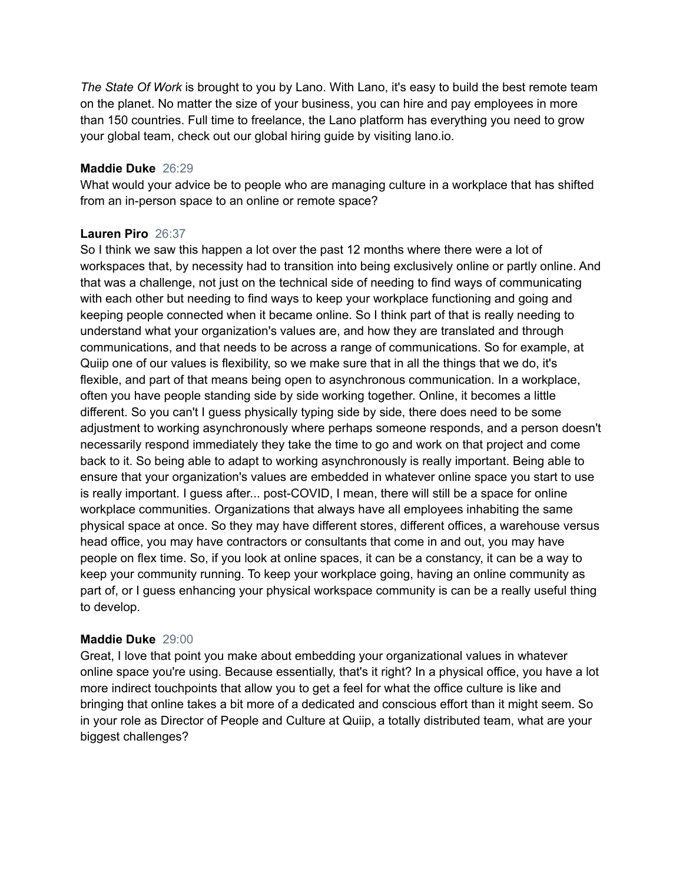*The State Of Work* is brought to you by Lano. With Lano, it's easy to build the best remote team on the planet. No matter the size of your business, you can hire and pay employees in more than 150 countries. Full time to freelance, the Lano platform has everything you need to grow your global team, check out our global hiring guide by visiting lano.io.

**Maddie Duke** 26:29
What would your advice be to people who are managing culture in a workplace that has shifted from an in-person space to an online or remote space?

**Lauren Piro** 26:37
So I think we saw this happen a lot over the past 12 months where there were a lot of workspaces that, by necessity had to transition into being exclusively online or partly online. And that was a challenge, not just on the technical side of needing to find ways of communicating with each other but needing to find ways to keep your workplace functioning and going and keeping people connected when it became online. So I think part of that is really needing to understand what your organization's values are, and how they are translated and through communications, and that needs to be across a range of communications. So for example, at Quiip one of our values is flexibility, so we make sure that in all the things that we do, it's flexible, and part of that means being open to asynchronous communication. In a workplace, often you have people standing side by side working together. Online, it becomes a little different. So you can't I guess physically typing side by side, there does need to be some adjustment to working asynchronously where perhaps someone responds, and a person doesn't necessarily respond immediately they take the time to go and work on that project and come back to it. So being able to adapt to working asynchronously is really important. Being able to ensure that your organization's values are embedded in whatever online space you start to use is really important. I guess after... post-COVID, I mean, there will still be a space for online workplace communities. Organizations that always have all employees inhabiting the same physical space at once. So they may have different stores, different offices, a warehouse versus head office, you may have contractors or consultants that come in and out, you may have people on flex time. So, if you look at online spaces, it can be a constancy, it can be a way to keep your community running. To keep your workplace going, having an online community as part of, or I guess enhancing your physical workspace community is can be a really useful thing to develop.

**Maddie Duke** 29:00
Great, I love that point you make about embedding your organizational values in whatever online space you're using. Because essentially, that's it right? In a physical office, you have a lot more indirect touchpoints that allow you to get a feel for what the office culture is like and bringing that online takes a bit more of a dedicated and conscious effort than it might seem. So in your role as Director of People and Culture at Quiip, a totally distributed team, what are your biggest challenges?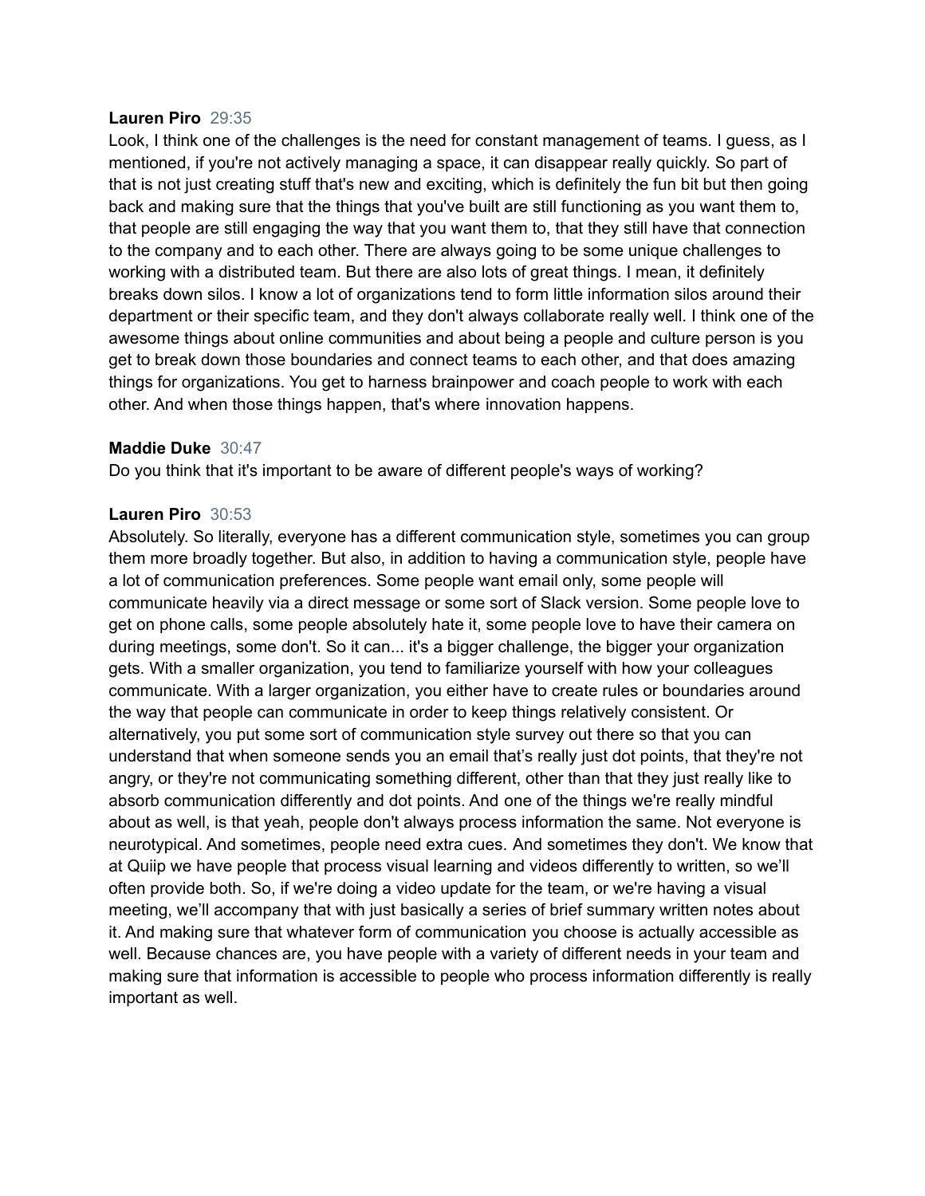**Lauren Piro** 29:35
Look, I think one of the challenges is the need for constant management of teams. I guess, as I mentioned, if you're not actively managing a space, it can disappear really quickly. So part of that is not just creating stuff that's new and exciting, which is definitely the fun bit but then going back and making sure that the things that you've built are still functioning as you want them to, that people are still engaging the way that you want them to, that they still have that connection to the company and to each other. There are always going to be some unique challenges to working with a distributed team. But there are also lots of great things. I mean, it definitely breaks down silos. I know a lot of organizations tend to form little information silos around their department or their specific team, and they don't always collaborate really well. I think one of the awesome things about online communities and about being a people and culture person is you get to break down those boundaries and connect teams to each other, and that does amazing things for organizations. You get to harness brainpower and coach people to work with each other. And when those things happen, that's where innovation happens.

**Maddie Duke** 30:47
Do you think that it's important to be aware of different people's ways of working?

**Lauren Piro** 30:53
Absolutely. So literally, everyone has a different communication style, sometimes you can group them more broadly together. But also, in addition to having a communication style, people have a lot of communication preferences. Some people want email only, some people will communicate heavily via a direct message or some sort of Slack version. Some people love to get on phone calls, some people absolutely hate it, some people love to have their camera on during meetings, some don't. So it can... it's a bigger challenge, the bigger your organization gets. With a smaller organization, you tend to familiarize yourself with how your colleagues communicate. With a larger organization, you either have to create rules or boundaries around the way that people can communicate in order to keep things relatively consistent. Or alternatively, you put some sort of communication style survey out there so that you can understand that when someone sends you an email that's really just dot points, that they're not angry, or they're not communicating something different, other than that they just really like to absorb communication differently and dot points. And one of the things we're really mindful about as well, is that yeah, people don't always process information the same. Not everyone is neurotypical. And sometimes, people need extra cues. And sometimes they don't. We know that at Quiip we have people that process visual learning and videos differently to written, so we'll often provide both. So, if we're doing a video update for the team, or we're having a visual meeting, we'll accompany that with just basically a series of brief summary written notes about it. And making sure that whatever form of communication you choose is actually accessible as well. Because chances are, you have people with a variety of different needs in your team and making sure that information is accessible to people who process information differently is really important as well.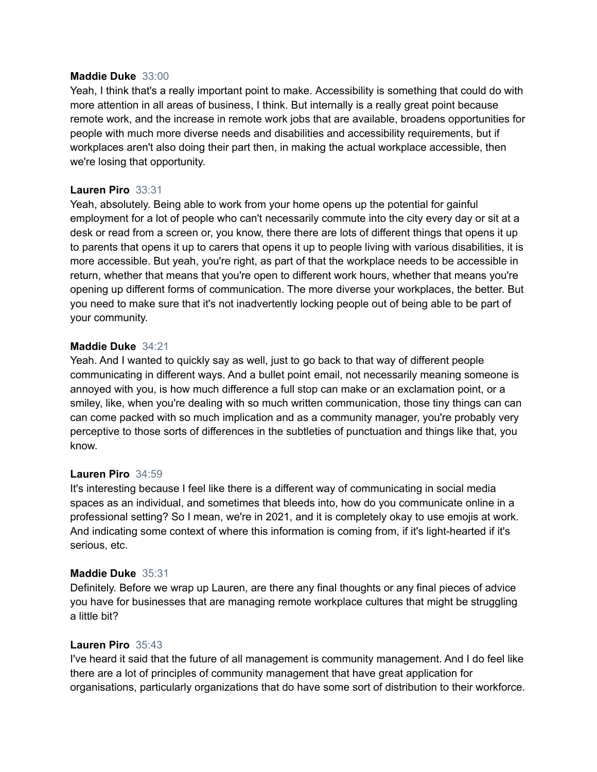**Maddie Duke** 33:00
Yeah, I think that's a really important point to make. Accessibility is something that could do with more attention in all areas of business, I think. But internally is a really great point because remote work, and the increase in remote work jobs that are available, broadens opportunities for people with much more diverse needs and disabilities and accessibility requirements, but if workplaces aren't also doing their part then, in making the actual workplace accessible, then we're losing that opportunity.

**Lauren Piro** 33:31
Yeah, absolutely. Being able to work from your home opens up the potential for gainful employment for a lot of people who can't necessarily commute into the city every day or sit at a desk or read from a screen or, you know, there there are lots of different things that opens it up to parents that opens it up to carers that opens it up to people living with various disabilities, it is more accessible. But yeah, you're right, as part of that the workplace needs to be accessible in return, whether that means that you're open to different work hours, whether that means you're opening up different forms of communication. The more diverse your workplaces, the better. But you need to make sure that it's not inadvertently locking people out of being able to be part of your community.

**Maddie Duke** 34:21
Yeah. And I wanted to quickly say as well, just to go back to that way of different people communicating in different ways. And a bullet point email, not necessarily meaning someone is annoyed with you, is how much difference a full stop can make or an exclamation point, or a smiley, like, when you're dealing with so much written communication, those tiny things can can can come packed with so much implication and as a community manager, you're probably very perceptive to those sorts of differences in the subtleties of punctuation and things like that, you know.

**Lauren Piro** 34:59
It's interesting because I feel like there is a different way of communicating in social media spaces as an individual, and sometimes that bleeds into, how do you communicate online in a professional setting? So I mean, we're in 2021, and it is completely okay to use emojis at work. And indicating some context of where this information is coming from, if it's light-hearted if it's serious, etc.

**Maddie Duke** 35:31
Definitely. Before we wrap up Lauren, are there any final thoughts or any final pieces of advice you have for businesses that are managing remote workplace cultures that might be struggling a little bit?

**Lauren Piro** 35:43
I've heard it said that the future of all management is community management. And I do feel like there are a lot of principles of community management that have great application for organisations, particularly organizations that do have some sort of distribution to their workforce.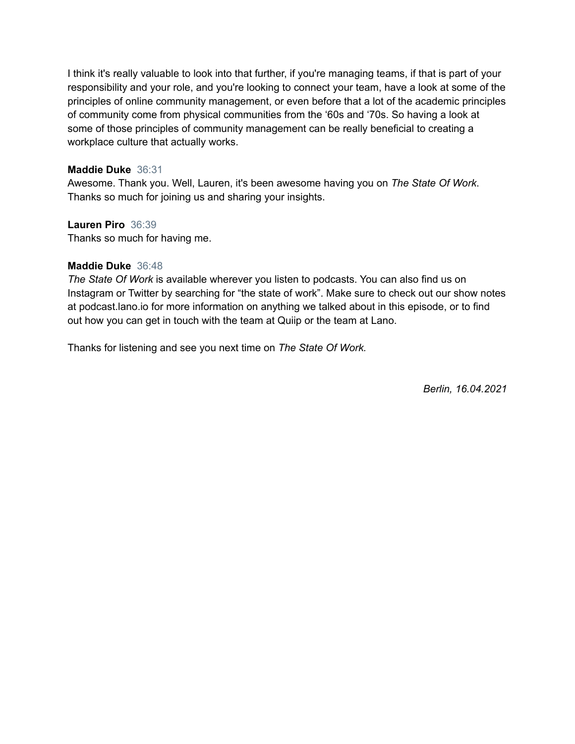I think it's really valuable to look into that further, if you're managing teams, if that is part of your responsibility and your role, and you're looking to connect your team, have a look at some of the principles of online community management, or even before that a lot of the academic principles of community come from physical communities from the ‘60s and ‘70s. So having a look at some of those principles of community management can be really beneficial to creating a workplace culture that actually works.

**Maddie Duke** 36:31
Awesome. Thank you. Well, Lauren, it's been awesome having you on *The State Of Work*. Thanks so much for joining us and sharing your insights.

**Lauren Piro** 36:39
Thanks so much for having me.

**Maddie Duke** 36:48
*The State Of Work* is available wherever you listen to podcasts. You can also find us on Instagram or Twitter by searching for “the state of work”. Make sure to check out our show notes at podcast.lano.io for more information on anything we talked about in this episode, or to find out how you can get in touch with the team at Quiip or the team at Lano.

Thanks for listening and see you next time on *The State Of Work.*

*Berlin, 16.04.2021*